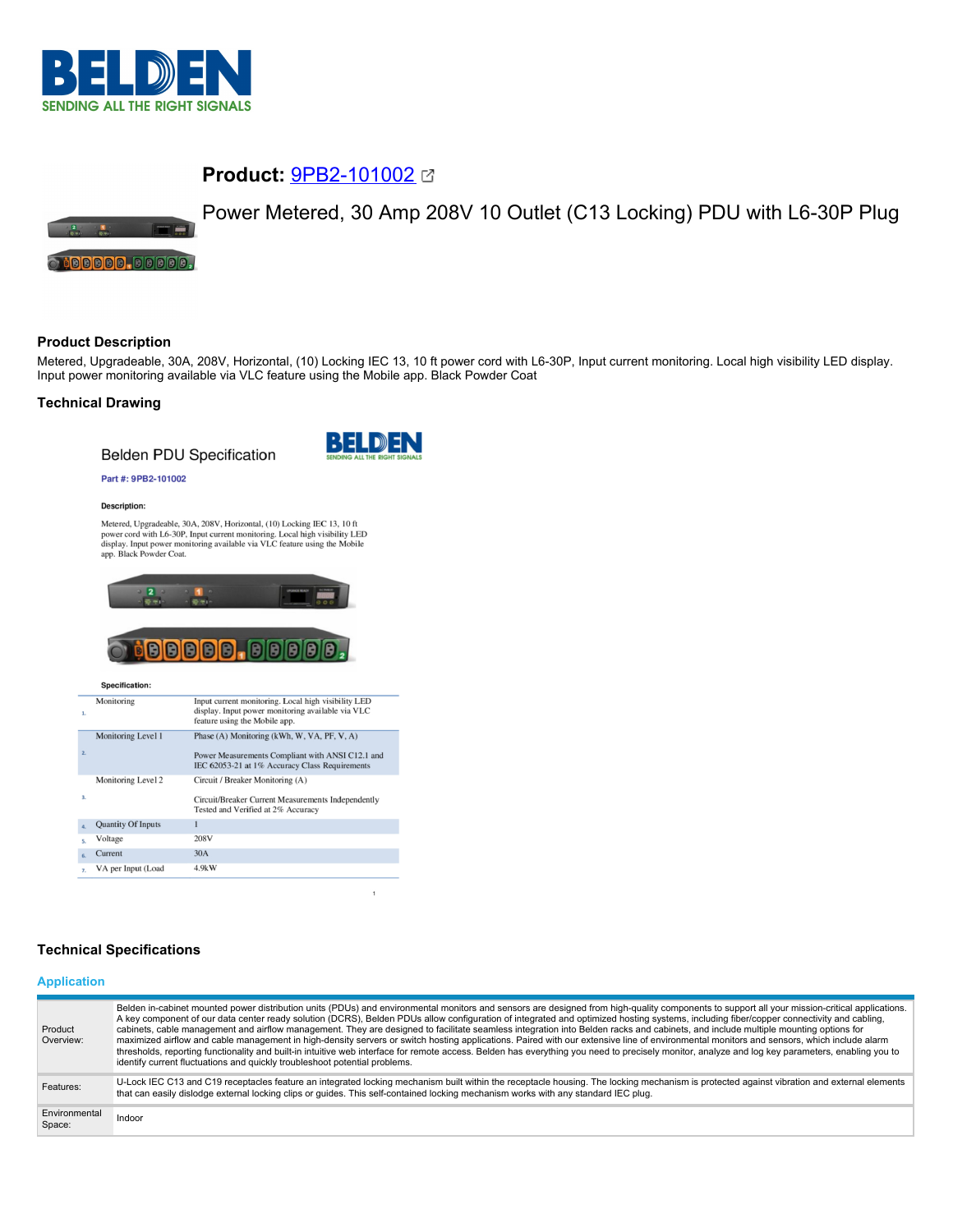# **Product:** 9PB2-101002

Power Metered, 30 Amp 208V 10 Outlet (C13 Locking) PDU with L6-30P Plug

## Product Description

Metered, Upgradeable, 30A, 208V, Horizontal, (10) Locking IEC 13, 10 ft power cord with L6-30P, Input current monitoring. Local high visibility LED display. Input power monitoring available via VLC feature using the Mobile app. Black Powder Coat

## Technical Drawing

Belden PDU Specification

Part #: 9PB2-101002

**Description:**

Metered, Upgradeable, 30A, 208V, Horizontal, (10) Locking IEC 13, 10 ft power cord with L6-30P, Input current monitoring. Local high visibility LED display. Input power monitoring available via VLC feature using the Mobile app. Black Powder Coat.

**Specification:**

| # | Item | Value |
|---|---|---|
| 1. | Monitoring | Input current monitoring. Local high visibility LED display. Input power monitoring available via VLC feature using the Mobile app. |
| 2. | Monitoring Level 1 | Phase (A) Monitoring (kWh, W, VA, PF, V, A)<br><br>Power Measurements Compliant with ANSI C12.1 and IEC 62053-21 at 1% Accuracy Class Requirements |
| 3. | Monitoring Level 2 | Circuit / Breaker Monitoring (A)<br><br>Circuit/Breaker Current Measurements Independently Tested and Verified at 2% Accuracy |
| 4. | Quantity Of Inputs | 1 |
| 5. | Voltage | 208V |
| 6. | Current | 30A |
| 7. | VA per Input (Load | 4.9kW |

## Technical Specifications

### Application

| | |
|---|---|
| Product Overview: | Belden in-cabinet mounted power distribution units (PDUs) and environmental monitors and sensors are designed from high-quality components to support all your mission-critical applications. A key component of our data center ready solution (DCRS), Belden PDUs allow configuration of integrated and optimized hosting systems, including fiber/copper connectivity and cabling, cabinets, cable management and airflow management. They are designed to facilitate seamless integration into Belden racks and cabinets, and include multiple mounting options for maximized airflow and cable management in high-density servers or switch hosting applications. Paired with our extensive line of environmental monitors and sensors, which include alarm thresholds, reporting functionality and built-in intuitive web interface for remote access. Belden has everything you need to precisely monitor, analyze and log key parameters, enabling you to identify current fluctuations and quickly troubleshoot potential problems. |
| Features: | U-Lock IEC C13 and C19 receptacles feature an integrated locking mechanism built within the receptacle housing. The locking mechanism is protected against vibration and external elements that can easily dislodge external locking clips or guides. This self-contained locking mechanism works with any standard IEC plug. |
| Environmental Space: | Indoor |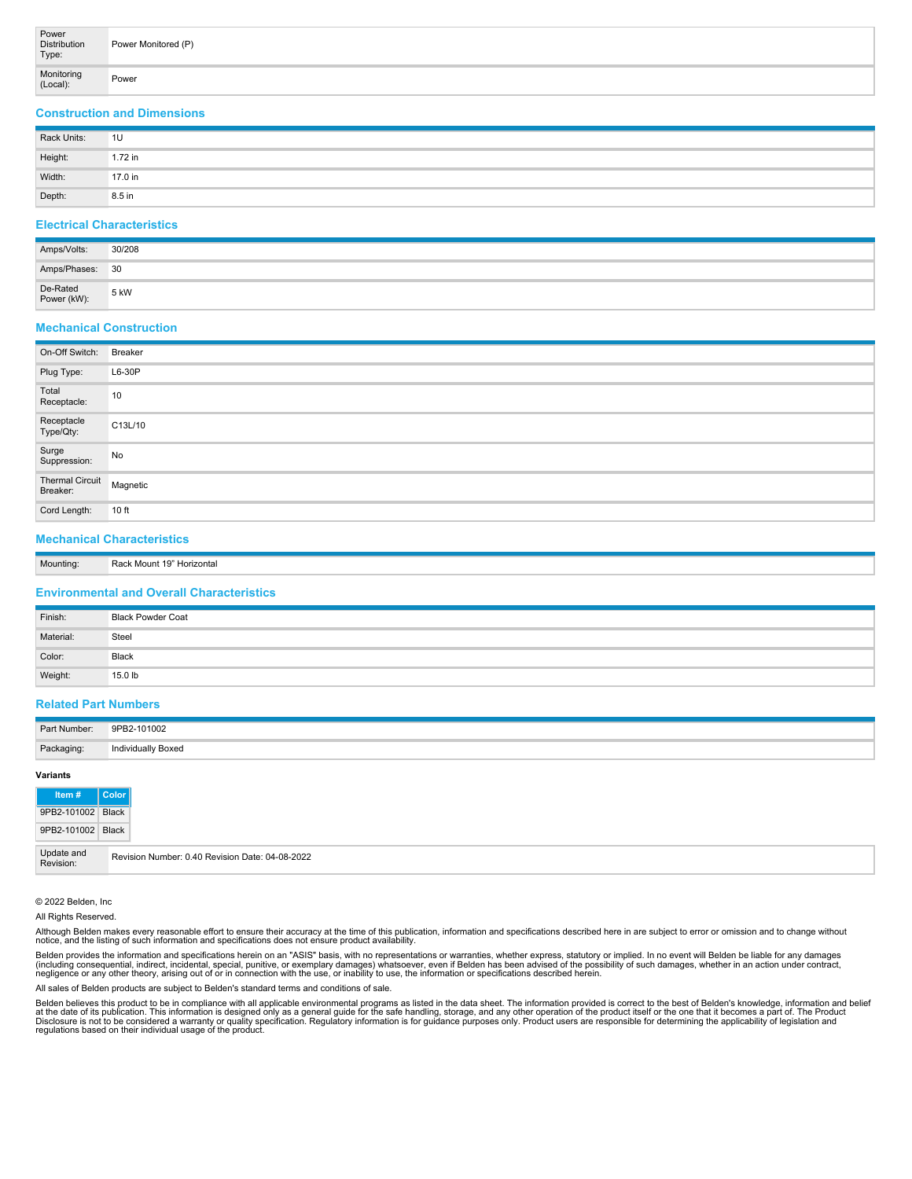| | |
|---|---|
| Power Distribution Type: | Power Monitored (P) |
| Monitoring (Local): | Power |

## Construction and Dimensions

| | |
|---|---|
| Rack Units: | 1U |
| Height: | 1.72 in |
| Width: | 17.0 in |
| Depth: | 8.5 in |

## Electrical Characteristics

| | |
|---|---|
| Amps/Volts: | 30/208 |
| Amps/Phases: | 30 |
| De-Rated Power (kW): | 5 kW |

## Mechanical Construction

| | |
|---|---|
| On-Off Switch: | Breaker |
| Plug Type: | L6-30P |
| Total Receptacle: | 10 |
| Receptacle Type/Qty: | C13L/10 |
| Surge Suppression: | No |
| Thermal Circuit Breaker: | Magnetic |
| Cord Length: | 10 ft |

## Mechanical Characteristics

| | |
|---|---|
| Mounting: | Rack Mount 19" Horizontal |

## Environmental and Overall Characteristics

| | |
|---|---|
| Finish: | Black Powder Coat |
| Material: | Steel |
| Color: | Black |
| Weight: | 15.0 lb |

## Related Part Numbers

| | |
|---|---|
| Part Number: | 9PB2-101002 |
| Packaging: | Individually Boxed |

**Variants**

| Item # | Color |
|---|---|
| 9PB2-101002 | Black |
| 9PB2-101002 | Black |

| | |
|---|---|
| Update and Revision: | Revision Number: 0.40 Revision Date: 04-08-2022 |

© 2022 Belden, Inc

All Rights Reserved.

Although Belden makes every reasonable effort to ensure their accuracy at the time of this publication, information and specifications described here in are subject to error or omission and to change without notice, and the listing of such information and specifications does not ensure product availability.

Belden provides the information and specifications herein on an "ASIS" basis, with no representations or warranties, whether express, statutory or implied. In no event will Belden be liable for any damages (including consequential, indirect, incidental, special, punitive, or exemplary damages) whatsoever, even if Belden has been advised of the possibility of such damages, whether in an action under contract, negligence or any other theory, arising out of or in connection with the use, or inability to use, the information or specifications described herein.

All sales of Belden products are subject to Belden's standard terms and conditions of sale.

Belden believes this product to be in compliance with all applicable environmental programs as listed in the data sheet. The information provided is correct to the best of Belden's knowledge, information and belief at the date of its publication. This information is designed only as a general guide for the safe handling, storage, and any other operation of the product itself or the one that it becomes a part of. The Product Disclosure is not to be considered a warranty or quality specification. Regulatory information is for guidance purposes only. Product users are responsible for determining the applicability of legislation and regulations based on their individual usage of the product.